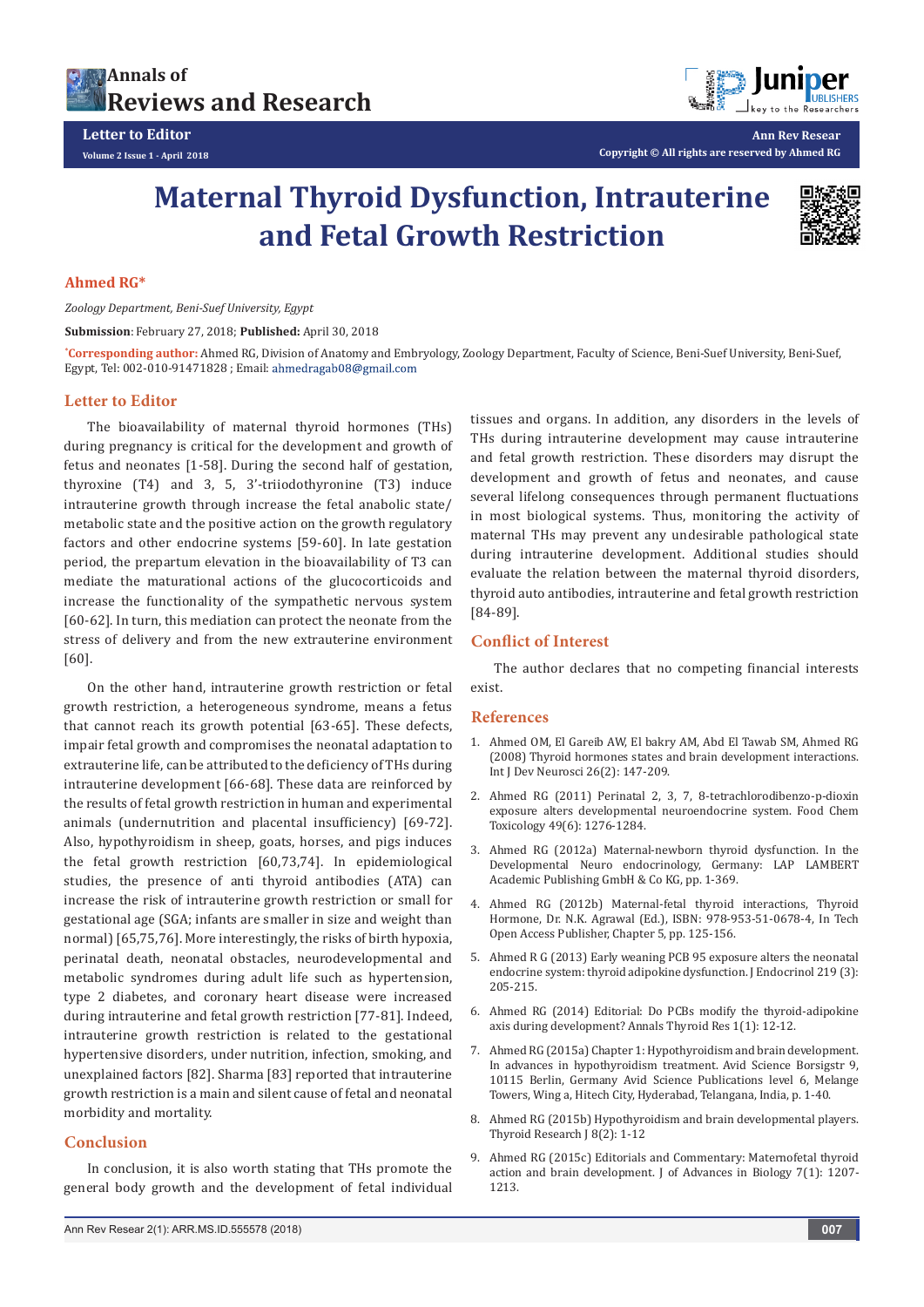# Maternal Thyroid Dysfunction, Intrauterine and Fetal Growth Restriction

**Ahmed RG***

*Zoology Department, Beni-Suef University, Egypt*

**Submission**: February 27, 2018; **Published:** April 30, 2018

***Corresponding author:** Ahmed RG, Division of Anatomy and Embryology, Zoology Department, Faculty of Science, Beni-Suef University, Beni-Suef, Egypt, Tel: 002-010-91471828 ; Email: ahmedragab08@gmail.com

## Letter to Editor

The bioavailability of maternal thyroid hormones (THs) during pregnancy is critical for the development and growth of fetus and neonates [1-58]. During the second half of gestation, thyroxine (T4) and 3, 5, 3'-triiodothyronine (T3) induce intrauterine growth through increase the fetal anabolic state/metabolic state and the positive action on the growth regulatory factors and other endocrine systems [59-60]. In late gestation period, the prepartum elevation in the bioavailability of T3 can mediate the maturational actions of the glucocorticoids and increase the functionality of the sympathetic nervous system [60-62]. In turn, this mediation can protect the neonate from the stress of delivery and from the new extrauterine environment [60].

On the other hand, intrauterine growth restriction or fetal growth restriction, a heterogeneous syndrome, means a fetus that cannot reach its growth potential [63-65]. These defects, impair fetal growth and compromises the neonatal adaptation to extrauterine life, can be attributed to the deficiency of THs during intrauterine development [66-68]. These data are reinforced by the results of fetal growth restriction in human and experimental animals (undernutrition and placental insufficiency) [69-72]. Also, hypothyroidism in sheep, goats, horses, and pigs induces the fetal growth restriction [60,73,74]. In epidemiological studies, the presence of anti thyroid antibodies (ATA) can increase the risk of intrauterine growth restriction or small for gestational age (SGA; infants are smaller in size and weight than normal) [65,75,76]. More interestingly, the risks of birth hypoxia, perinatal death, neonatal obstacles, neurodevelopmental and metabolic syndromes during adult life such as hypertension, type 2 diabetes, and coronary heart disease were increased during intrauterine and fetal growth restriction [77-81]. Indeed, intrauterine growth restriction is related to the gestational hypertensive disorders, under nutrition, infection, smoking, and unexplained factors [82]. Sharma [83] reported that intrauterine growth restriction is a main and silent cause of fetal and neonatal morbidity and mortality.

## Conclusion

In conclusion, it is also worth stating that THs promote the general body growth and the development of fetal individual tissues and organs. In addition, any disorders in the levels of THs during intrauterine development may cause intrauterine and fetal growth restriction. These disorders may disrupt the development and growth of fetus and neonates, and cause several lifelong consequences through permanent fluctuations in most biological systems. Thus, monitoring the activity of maternal THs may prevent any undesirable pathological state during intrauterine development. Additional studies should evaluate the relation between the maternal thyroid disorders, thyroid auto antibodies, intrauterine and fetal growth restriction [84-89].

## Conflict of Interest

The author declares that no competing financial interests exist.

## References

1. Ahmed OM, El Gareib AW, El bakry AM, Abd El Tawab SM, Ahmed RG (2008) Thyroid hormones states and brain development interactions. Int J Dev Neurosci 26(2): 147-209.
2. Ahmed RG (2011) Perinatal 2, 3, 7, 8-tetrachlorodibenzo-p-dioxin exposure alters developmental neuroendocrine system. Food Chem Toxicology 49(6): 1276-1284.
3. Ahmed RG (2012a) Maternal-newborn thyroid dysfunction. In the Developmental Neuro endocrinology, Germany: LAP LAMBERT Academic Publishing GmbH & Co KG, pp. 1-369.
4. Ahmed RG (2012b) Maternal-fetal thyroid interactions, Thyroid Hormone, Dr. N.K. Agrawal (Ed.), ISBN: 978-953-51-0678-4, In Tech Open Access Publisher, Chapter 5, pp. 125-156.
5. Ahmed R G (2013) Early weaning PCB 95 exposure alters the neonatal endocrine system: thyroid adipokine dysfunction. J Endocrinol 219 (3): 205-215.
6. Ahmed RG (2014) Editorial: Do PCBs modify the thyroid-adipokine axis during development? Annals Thyroid Res 1(1): 12-12.
7. Ahmed RG (2015a) Chapter 1: Hypothyroidism and brain development. In advances in hypothyroidism treatment. Avid Science Borsigstr 9, 10115 Berlin, Germany Avid Science Publications level 6, Melange Towers, Wing a, Hitech City, Hyderabad, Telangana, India, p. 1-40.
8. Ahmed RG (2015b) Hypothyroidism and brain developmental players. Thyroid Research J 8(2): 1-12
9. Ahmed RG (2015c) Editorials and Commentary: Maternofetal thyroid action and brain development. J of Advances in Biology 7(1): 1207-1213.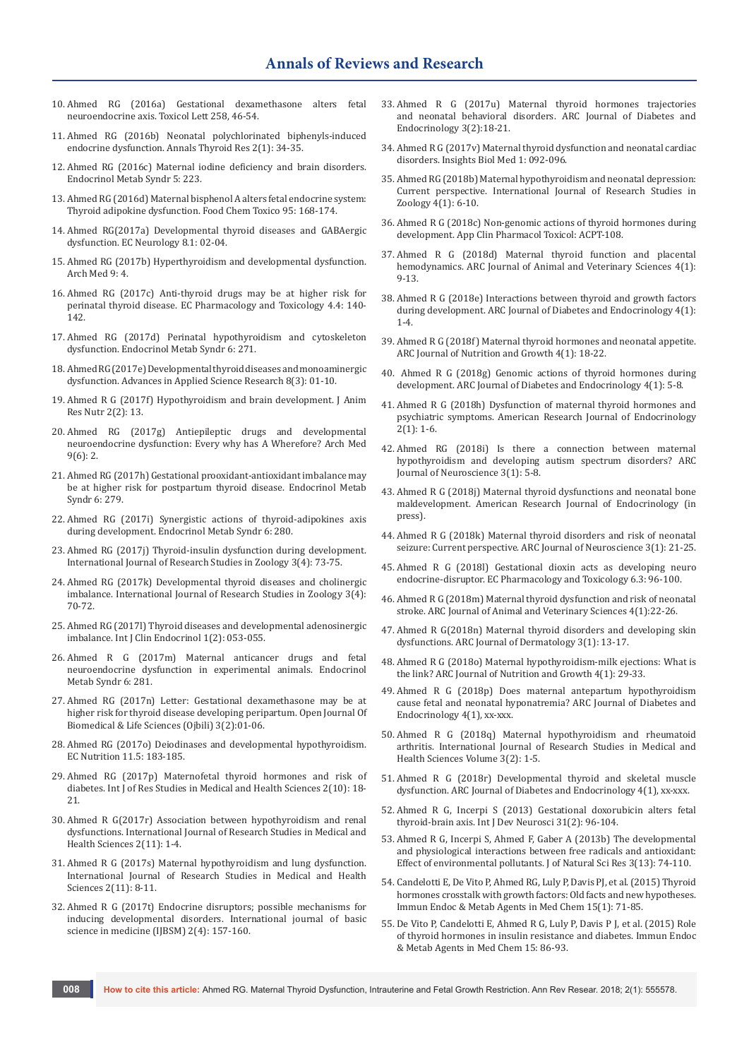10. Ahmed RG (2016a) Gestational dexamethasone alters fetal neuroendocrine axis. Toxicol Lett 258, 46-54.
11. Ahmed RG (2016b) Neonatal polychlorinated biphenyls-induced endocrine dysfunction. Annals Thyroid Res 2(1): 34-35.
12. Ahmed RG (2016c) Maternal iodine deficiency and brain disorders. Endocrinol Metab Syndr 5: 223.
13. Ahmed RG (2016d) Maternal bisphenol A alters fetal endocrine system: Thyroid adipokine dysfunction. Food Chem Toxico 95: 168-174.
14. Ahmed RG(2017a) Developmental thyroid diseases and GABAergic dysfunction. EC Neurology 8.1: 02-04.
15. Ahmed RG (2017b) Hyperthyroidism and developmental dysfunction. Arch Med 9: 4.
16. Ahmed RG (2017c) Anti-thyroid drugs may be at higher risk for perinatal thyroid disease. EC Pharmacology and Toxicology 4.4: 140-142.
17. Ahmed RG (2017d) Perinatal hypothyroidism and cytoskeleton dysfunction. Endocrinol Metab Syndr 6: 271.
18. Ahmed RG (2017e) Developmental thyroid diseases and monoaminergic dysfunction. Advances in Applied Science Research 8(3): 01-10.
19. Ahmed R G (2017f) Hypothyroidism and brain development. J Anim Res Nutr 2(2): 13.
20. Ahmed RG (2017g) Antiepileptic drugs and developmental neuroendocrine dysfunction: Every why has A Wherefore? Arch Med 9(6): 2.
21. Ahmed RG (2017h) Gestational prooxidant-antioxidant imbalance may be at higher risk for postpartum thyroid disease. Endocrinol Metab Syndr 6: 279.
22. Ahmed RG (2017i) Synergistic actions of thyroid-adipokines axis during development. Endocrinol Metab Syndr 6: 280.
23. Ahmed RG (2017j) Thyroid-insulin dysfunction during development. International Journal of Research Studies in Zoology 3(4): 73-75.
24. Ahmed RG (2017k) Developmental thyroid diseases and cholinergic imbalance. International Journal of Research Studies in Zoology 3(4): 70-72.
25. Ahmed RG (2017l) Thyroid diseases and developmental adenosinergic imbalance. Int J Clin Endocrinol 1(2): 053-055.
26. Ahmed R G (2017m) Maternal anticancer drugs and fetal neuroendocrine dysfunction in experimental animals. Endocrinol Metab Syndr 6: 281.
27. Ahmed RG (2017n) Letter: Gestational dexamethasone may be at higher risk for thyroid disease developing peripartum. Open Journal Of Biomedical & Life Sciences (Ojbili) 3(2):01-06.
28. Ahmed RG (2017o) Deiodinases and developmental hypothyroidism. EC Nutrition 11.5: 183-185.
29. Ahmed RG (2017p) Maternofetal thyroid hormones and risk of diabetes. Int J of Res Studies in Medical and Health Sciences 2(10): 18-21.
30. Ahmed R G(2017r) Association between hypothyroidism and renal dysfunctions. International Journal of Research Studies in Medical and Health Sciences 2(11): 1-4.
31. Ahmed R G (2017s) Maternal hypothyroidism and lung dysfunction. International Journal of Research Studies in Medical and Health Sciences 2(11): 8-11.
32. Ahmed R G (2017t) Endocrine disruptors; possible mechanisms for inducing developmental disorders. International journal of basic science in medicine (IJBSM) 2(4): 157-160.
33. Ahmed R G (2017u) Maternal thyroid hormones trajectories and neonatal behavioral disorders. ARC Journal of Diabetes and Endocrinology 3(2):18-21.
34. Ahmed R G (2017v) Maternal thyroid dysfunction and neonatal cardiac disorders. Insights Biol Med 1: 092-096.
35. Ahmed RG (2018b) Maternal hypothyroidism and neonatal depression: Current perspective. International Journal of Research Studies in Zoology 4(1): 6-10.
36. Ahmed R G (2018c) Non-genomic actions of thyroid hormones during development. App Clin Pharmacol Toxicol: ACPT-108.
37. Ahmed R G (2018d) Maternal thyroid function and placental hemodynamics. ARC Journal of Animal and Veterinary Sciences 4(1): 9-13.
38. Ahmed R G (2018e) Interactions between thyroid and growth factors during development. ARC Journal of Diabetes and Endocrinology 4(1): 1-4.
39. Ahmed R G (2018f) Maternal thyroid hormones and neonatal appetite. ARC Journal of Nutrition and Growth 4(1): 18-22.
40. Ahmed R G (2018g) Genomic actions of thyroid hormones during development. ARC Journal of Diabetes and Endocrinology 4(1): 5-8.
41. Ahmed R G (2018h) Dysfunction of maternal thyroid hormones and psychiatric symptoms. American Research Journal of Endocrinology 2(1): 1-6.
42. Ahmed RG (2018i) Is there a connection between maternal hypothyroidism and developing autism spectrum disorders? ARC Journal of Neuroscience 3(1): 5-8.
43. Ahmed R G (2018j) Maternal thyroid dysfunctions and neonatal bone maldevelopment. American Research Journal of Endocrinology (in press).
44. Ahmed R G (2018k) Maternal thyroid disorders and risk of neonatal seizure: Current perspective. ARC Journal of Neuroscience 3(1): 21-25.
45. Ahmed R G (2018l) Gestational dioxin acts as developing neuro endocrine-disruptor. EC Pharmacology and Toxicology 6.3: 96-100.
46. Ahmed R G (2018m) Maternal thyroid dysfunction and risk of neonatal stroke. ARC Journal of Animal and Veterinary Sciences 4(1):22-26.
47. Ahmed R G(2018n) Maternal thyroid disorders and developing skin dysfunctions. ARC Journal of Dermatology 3(1): 13-17.
48. Ahmed R G (2018o) Maternal hypothyroidism-milk ejections: What is the link? ARC Journal of Nutrition and Growth 4(1): 29-33.
49. Ahmed R G (2018p) Does maternal antepartum hypothyroidism cause fetal and neonatal hyponatremia? ARC Journal of Diabetes and Endocrinology 4(1), xx-xxx.
50. Ahmed R G (2018q) Maternal hypothyroidism and rheumatoid arthritis. International Journal of Research Studies in Medical and Health Sciences Volume 3(2): 1-5.
51. Ahmed R G (2018r) Developmental thyroid and skeletal muscle dysfunction. ARC Journal of Diabetes and Endocrinology 4(1), xx-xxx.
52. Ahmed R G, Incerpi S (2013) Gestational doxorubicin alters fetal thyroid-brain axis. Int J Dev Neurosci 31(2): 96-104.
53. Ahmed R G, Incerpi S, Ahmed F, Gaber A (2013b) The developmental and physiological interactions between free radicals and antioxidant: Effect of environmental pollutants. J of Natural Sci Res 3(13): 74-110.
54. Candelotti E, De Vito P, Ahmed RG, Luly P, Davis PJ, et al. (2015) Thyroid hormones crosstalk with growth factors: Old facts and new hypotheses. Immun Endoc & Metab Agents in Med Chem 15(1): 71-85.
55. De Vito P, Candelotti E, Ahmed R G, Luly P, Davis P J, et al. (2015) Role of thyroid hormones in insulin resistance and diabetes. Immun Endoc & Metab Agents in Med Chem 15: 86-93.

**How to cite this article:** Ahmed RG. Maternal Thyroid Dysfunction, Intrauterine and Fetal Growth Restriction. Ann Rev Resear. 2018; 2(1): 555578.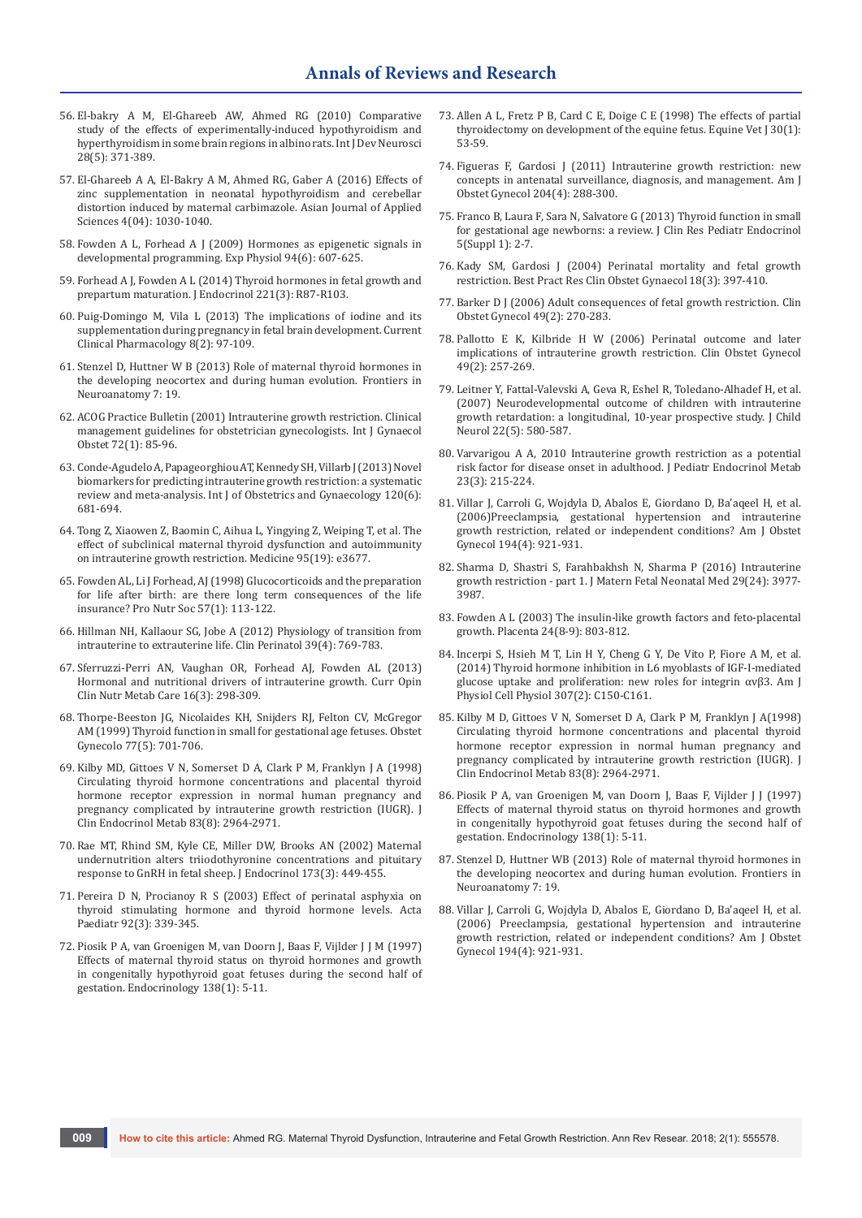56. El-bakry A M, El-Ghareeb AW, Ahmed RG (2010) Comparative study of the effects of experimentally-induced hypothyroidism and hyperthyroidism in some brain regions in albino rats. Int J Dev Neurosci 28(5): 371-389.

57. El-Ghareeb A A, El-Bakry A M, Ahmed RG, Gaber A (2016) Effects of zinc supplementation in neonatal hypothyroidism and cerebellar distortion induced by maternal carbimazole. Asian Journal of Applied Sciences 4(04): 1030-1040.

58. Fowden A L, Forhead A J (2009) Hormones as epigenetic signals in developmental programming. Exp Physiol 94(6): 607-625.

59. Forhead A J, Fowden A L (2014) Thyroid hormones in fetal growth and prepartum maturation. J Endocrinol 221(3): R87-R103.

60. Puig-Domingo M, Vila L (2013) The implications of iodine and its supplementation during pregnancy in fetal brain development. Current Clinical Pharmacology 8(2): 97-109.

61. Stenzel D, Huttner W B (2013) Role of maternal thyroid hormones in the developing neocortex and during human evolution. Frontiers in Neuroanatomy 7: 19.

62. ACOG Practice Bulletin (2001) Intrauterine growth restriction. Clinical management guidelines for obstetrician gynecologists. Int J Gynaecol Obstet 72(1): 85-96.

63. Conde-Agudelo A, Papageorghiou AT, Kennedy SH, Villarb J (2013) Novel biomarkers for predicting intrauterine growth restriction: a systematic review and meta-analysis. Int J of Obstetrics and Gynaecology 120(6): 681-694.

64. Tong Z, Xiaowen Z, Baomin C, Aihua L, Yingying Z, Weiping T, et al. The effect of subclinical maternal thyroid dysfunction and autoimmunity on intrauterine growth restriction. Medicine 95(19): e3677.

65. Fowden AL, Li J Forhead, AJ (1998) Glucocorticoids and the preparation for life after birth: are there long term consequences of the life insurance? Pro Nutr Soc 57(1): 113-122.

66. Hillman NH, Kallaour SG, Jobe A (2012) Physiology of transition from intrauterine to extrauterine life. Clin Perinatol 39(4): 769-783.

67. Sferruzzi-Perri AN, Vaughan OR, Forhead AJ, Fowden AL (2013) Hormonal and nutritional drivers of intrauterine growth. Curr Opin Clin Nutr Metab Care 16(3): 298-309.

68. Thorpe-Beeston JG, Nicolaides KH, Snijders RJ, Felton CV, McGregor AM (1999) Thyroid function in small for gestational age fetuses. Obstet Gynecolo 77(5): 701-706.

69. Kilby MD, Gittoes V N, Somerset D A, Clark P M, Franklyn J A (1998) Circulating thyroid hormone concentrations and placental thyroid hormone receptor expression in normal human pregnancy and pregnancy complicated by intrauterine growth restriction (IUGR). J Clin Endocrinol Metab 83(8): 2964-2971.

70. Rae MT, Rhind SM, Kyle CE, Miller DW, Brooks AN (2002) Maternal undernutrition alters triiodothyronine concentrations and pituitary response to GnRH in fetal sheep. J Endocrinol 173(3): 449-455.

71. Pereira D N, Procianoy R S (2003) Effect of perinatal asphyxia on thyroid stimulating hormone and thyroid hormone levels. Acta Paediatr 92(3): 339-345.

72. Piosik P A, van Groenigen M, van Doorn J, Baas F, Vijlder J J M (1997) Effects of maternal thyroid status on thyroid hormones and growth in congenitally hypothyroid goat fetuses during the second half of gestation. Endocrinology 138(1): 5-11.

73. Allen A L, Fretz P B, Card C E, Doige C E (1998) The effects of partial thyroidectomy on development of the equine fetus. Equine Vet J 30(1): 53-59.

74. Figueras F, Gardosi J (2011) Intrauterine growth restriction: new concepts in antenatal surveillance, diagnosis, and management. Am J Obstet Gynecol 204(4): 288-300.

75. Franco B, Laura F, Sara N, Salvatore G (2013) Thyroid function in small for gestational age newborns: a review. J Clin Res Pediatr Endocrinol 5(Suppl 1): 2-7.

76. Kady SM, Gardosi J (2004) Perinatal mortality and fetal growth restriction. Best Pract Res Clin Obstet Gynaecol 18(3): 397-410.

77. Barker D J (2006) Adult consequences of fetal growth restriction. Clin Obstet Gynecol 49(2): 270-283.

78. Pallotto E K, Kilbride H W (2006) Perinatal outcome and later implications of intrauterine growth restriction. Clin Obstet Gynecol 49(2): 257-269.

79. Leitner Y, Fattal-Valevski A, Geva R, Eshel R, Toledano-Alhadef H, et al. (2007) Neurodevelopmental outcome of children with intrauterine growth retardation: a longitudinal, 10-year prospective study. J Child Neurol 22(5): 580-587.

80. Varvarigou A A, 2010 Intrauterine growth restriction as a potential risk factor for disease onset in adulthood. J Pediatr Endocrinol Metab 23(3): 215-224.

81. Villar J, Carroli G, Wojdyla D, Abalos E, Giordano D, Ba'aqeel H, et al. (2006)Preeclampsia, gestational hypertension and intrauterine growth restriction, related or independent conditions? Am J Obstet Gynecol 194(4): 921-931.

82. Sharma D, Shastri S, Farahbakhsh N, Sharma P (2016) Intrauterine growth restriction - part 1. J Matern Fetal Neonatal Med 29(24): 3977-3987.

83. Fowden A L (2003) The insulin-like growth factors and feto-placental growth. Placenta 24(8-9): 803-812.

84. Incerpi S, Hsieh M T, Lin H Y, Cheng G Y, De Vito P, Fiore A M, et al. (2014) Thyroid hormone inhibition in L6 myoblasts of IGF-I-mediated glucose uptake and proliferation: new roles for integrin αvβ3. Am J Physiol Cell Physiol 307(2): C150-C161.

85. Kilby M D, Gittoes V N, Somerset D A, Clark P M, Franklyn J A(1998) Circulating thyroid hormone concentrations and placental thyroid hormone receptor expression in normal human pregnancy and pregnancy complicated by intrauterine growth restriction (IUGR). J Clin Endocrinol Metab 83(8): 2964-2971.

86. Piosik P A, van Groenigen M, van Doorn J, Baas F, Vijlder J J (1997) Effects of maternal thyroid status on thyroid hormones and growth in congenitally hypothyroid goat fetuses during the second half of gestation. Endocrinology 138(1): 5-11.

87. Stenzel D, Huttner WB (2013) Role of maternal thyroid hormones in the developing neocortex and during human evolution. Frontiers in Neuroanatomy 7: 19.

88. Villar J, Carroli G, Wojdyla D, Abalos E, Giordano D, Ba'aqeel H, et al. (2006) Preeclampsia, gestational hypertension and intrauterine growth restriction, related or independent conditions? Am J Obstet Gynecol 194(4): 921-931.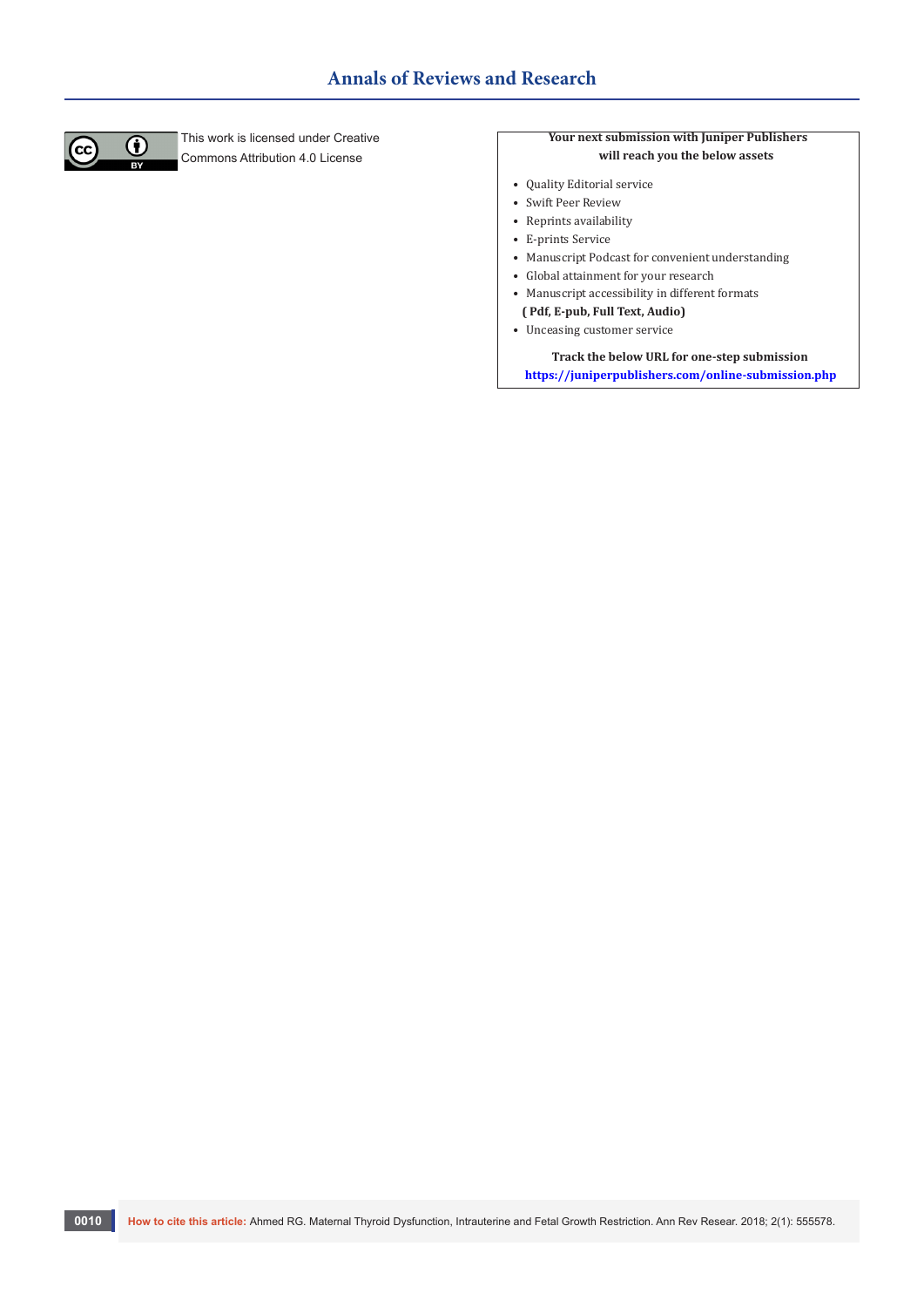This work is licensed under Creative Commons Attribution 4.0 License

**Your next submission with Juniper Publishers will reach you the below assets**

- Quality Editorial service
- Swift Peer Review
- Reprints availability
- E-prints Service
- Manuscript Podcast for convenient understanding
- Global attainment for your research
- Manuscript accessibility in different formats

  **( Pdf, E-pub, Full Text, Audio)**
- Unceasing customer service

**Track the below URL for one-step submission**

**https://juniperpublishers.com/online-submission.php**